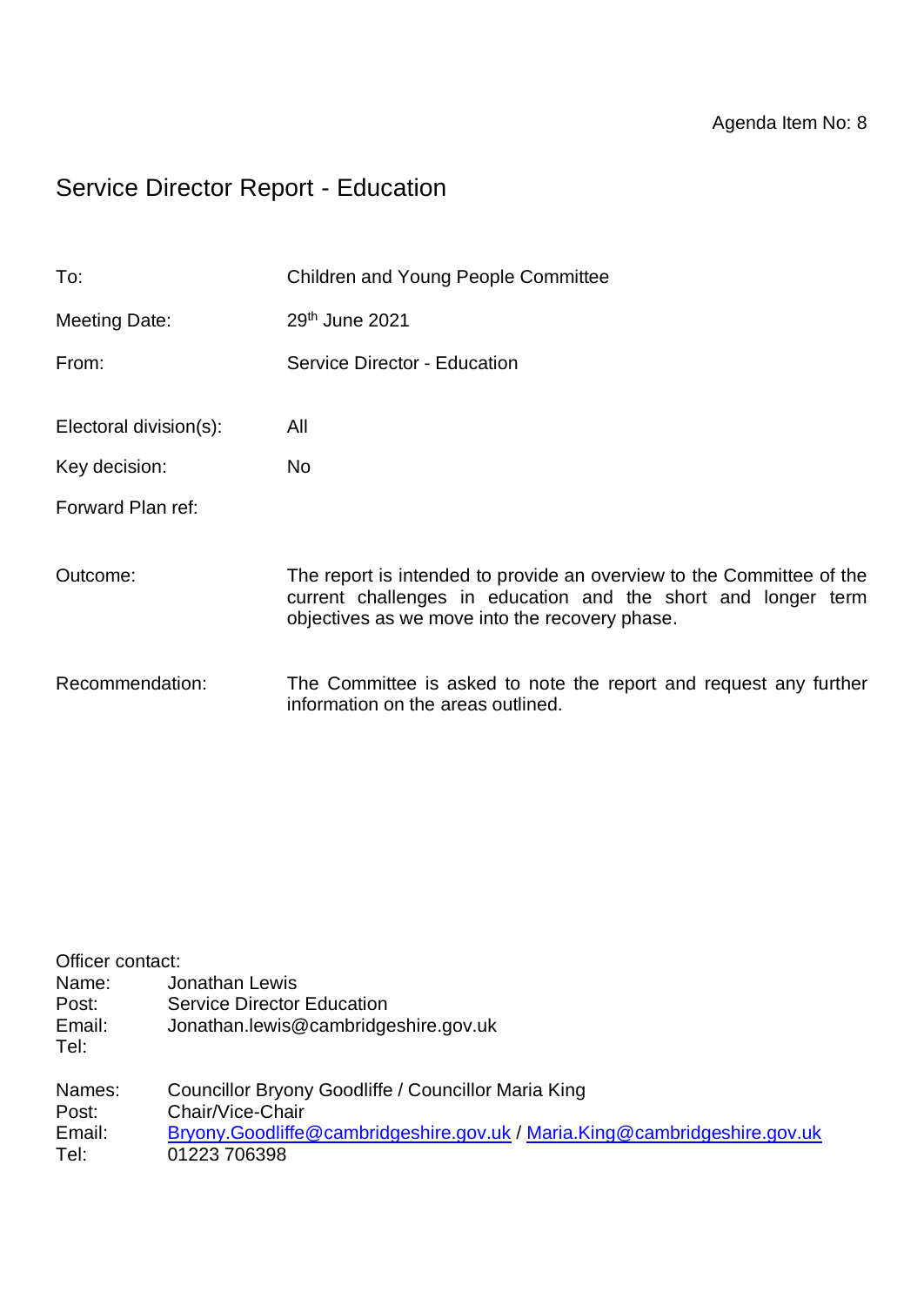Agenda Item No: 8

# Service Director Report - Education

| | |
|---|---|
| To: | Children and Young People Committee |
| Meeting Date: | 29th June 2021 |
| From: | Service Director - Education |
| Electoral division(s): | All |
| Key decision: | No |
| Forward Plan ref: | |
| Outcome: | The report is intended to provide an overview to the Committee of the current challenges in education and the short and longer term objectives as we move into the recovery phase. |
| Recommendation: | The Committee is asked to note the report and request any further information on the areas outlined. |

Officer contact:

Name: Jonathan Lewis
Post: Service Director Education
Email: Jonathan.lewis@cambridgeshire.gov.uk
Tel:

Names: Councillor Bryony Goodliffe / Councillor Maria King
Post: Chair/Vice-Chair
Email: Bryony.Goodliffe@cambridgeshire.gov.uk / Maria.King@cambridgeshire.gov.uk
Tel: 01223 706398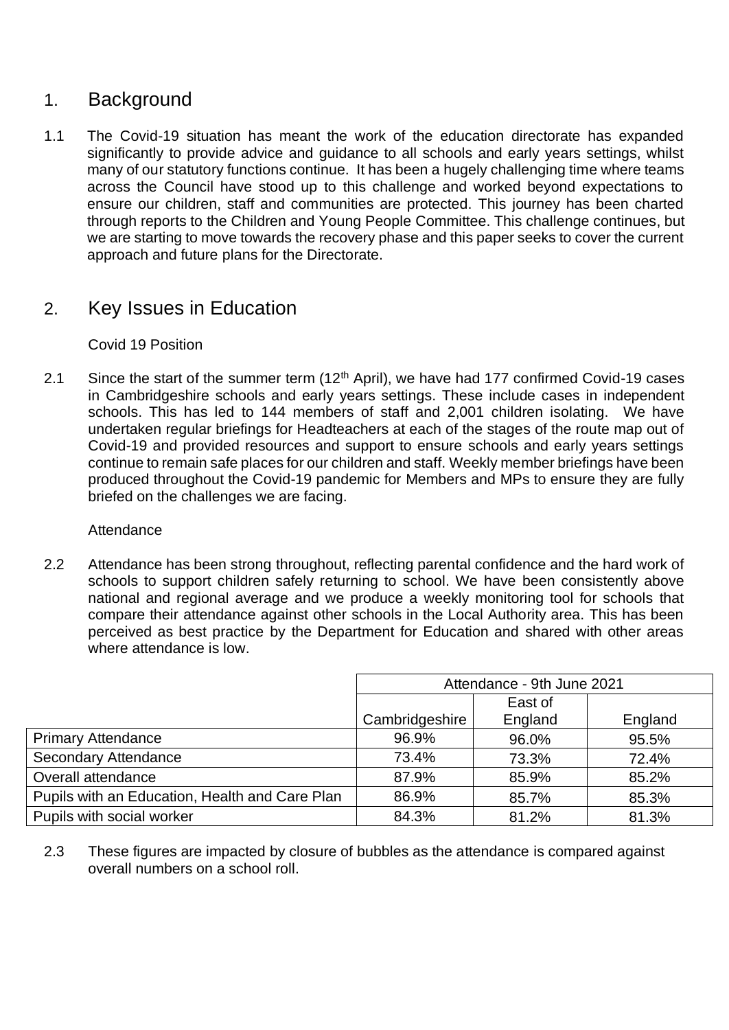## 1. Background

1.1 The Covid-19 situation has meant the work of the education directorate has expanded significantly to provide advice and guidance to all schools and early years settings, whilst many of our statutory functions continue. It has been a hugely challenging time where teams across the Council have stood up to this challenge and worked beyond expectations to ensure our children, staff and communities are protected. This journey has been charted through reports to the Children and Young People Committee. This challenge continues, but we are starting to move towards the recovery phase and this paper seeks to cover the current approach and future plans for the Directorate.

## 2. Key Issues in Education

Covid 19 Position

2.1 Since the start of the summer term (12th April), we have had 177 confirmed Covid-19 cases in Cambridgeshire schools and early years settings. These include cases in independent schools. This has led to 144 members of staff and 2,001 children isolating. We have undertaken regular briefings for Headteachers at each of the stages of the route map out of Covid-19 and provided resources and support to ensure schools and early years settings continue to remain safe places for our children and staff. Weekly member briefings have been produced throughout the Covid-19 pandemic for Members and MPs to ensure they are fully briefed on the challenges we are facing.

Attendance

2.2 Attendance has been strong throughout, reflecting parental confidence and the hard work of schools to support children safely returning to school. We have been consistently above national and regional average and we produce a weekly monitoring tool for schools that compare their attendance against other schools in the Local Authority area. This has been perceived as best practice by the Department for Education and shared with other areas where attendance is low.

| | Attendance - 9th June 2021 | | |
|---|---|---|---|
| | Cambridgeshire | East of England | England |
| Primary Attendance | 96.9% | 96.0% | 95.5% |
| Secondary Attendance | 73.4% | 73.3% | 72.4% |
| Overall attendance | 87.9% | 85.9% | 85.2% |
| Pupils with an Education, Health and Care Plan | 86.9% | 85.7% | 85.3% |
| Pupils with social worker | 84.3% | 81.2% | 81.3% |

2.3 These figures are impacted by closure of bubbles as the attendance is compared against overall numbers on a school roll.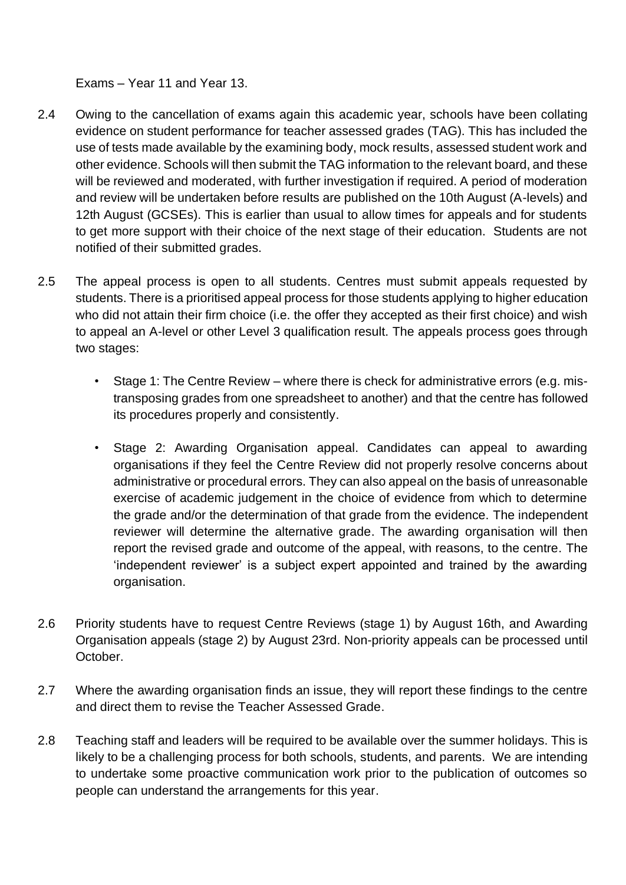Exams – Year 11 and Year 13.

2.4 Owing to the cancellation of exams again this academic year, schools have been collating evidence on student performance for teacher assessed grades (TAG). This has included the use of tests made available by the examining body, mock results, assessed student work and other evidence. Schools will then submit the TAG information to the relevant board, and these will be reviewed and moderated, with further investigation if required. A period of moderation and review will be undertaken before results are published on the 10th August (A-levels) and 12th August (GCSEs). This is earlier than usual to allow times for appeals and for students to get more support with their choice of the next stage of their education. Students are not notified of their submitted grades.

2.5 The appeal process is open to all students. Centres must submit appeals requested by students. There is a prioritised appeal process for those students applying to higher education who did not attain their firm choice (i.e. the offer they accepted as their first choice) and wish to appeal an A-level or other Level 3 qualification result. The appeals process goes through two stages:

- Stage 1: The Centre Review – where there is check for administrative errors (e.g. mis-transposing grades from one spreadsheet to another) and that the centre has followed its procedures properly and consistently.
- Stage 2: Awarding Organisation appeal. Candidates can appeal to awarding organisations if they feel the Centre Review did not properly resolve concerns about administrative or procedural errors. They can also appeal on the basis of unreasonable exercise of academic judgement in the choice of evidence from which to determine the grade and/or the determination of that grade from the evidence. The independent reviewer will determine the alternative grade. The awarding organisation will then report the revised grade and outcome of the appeal, with reasons, to the centre. The 'independent reviewer' is a subject expert appointed and trained by the awarding organisation.

2.6 Priority students have to request Centre Reviews (stage 1) by August 16th, and Awarding Organisation appeals (stage 2) by August 23rd. Non-priority appeals can be processed until October.

2.7 Where the awarding organisation finds an issue, they will report these findings to the centre and direct them to revise the Teacher Assessed Grade.

2.8 Teaching staff and leaders will be required to be available over the summer holidays. This is likely to be a challenging process for both schools, students, and parents. We are intending to undertake some proactive communication work prior to the publication of outcomes so people can understand the arrangements for this year.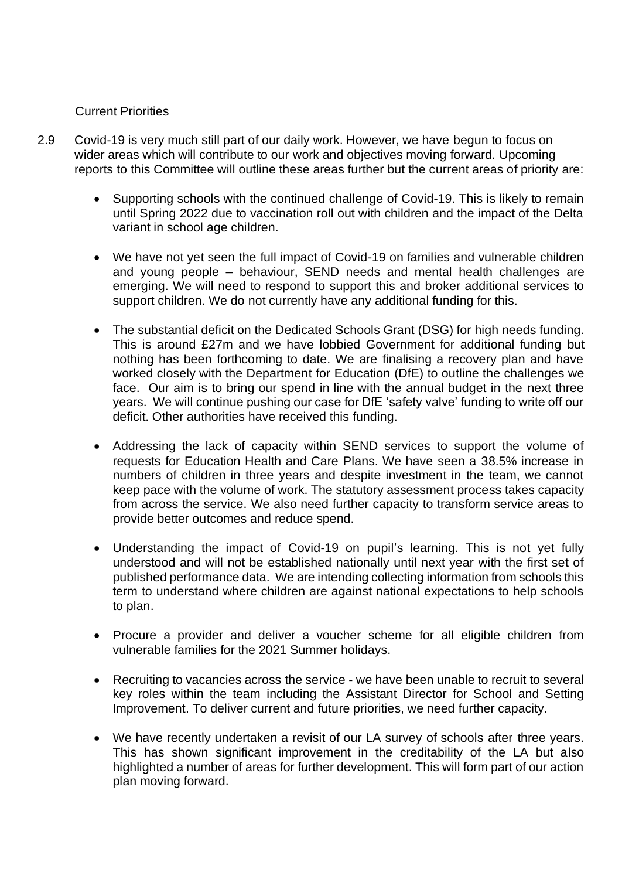Current Priorities

2.9 Covid-19 is very much still part of our daily work. However, we have begun to focus on wider areas which will contribute to our work and objectives moving forward. Upcoming reports to this Committee will outline these areas further but the current areas of priority are:

- Supporting schools with the continued challenge of Covid-19. This is likely to remain until Spring 2022 due to vaccination roll out with children and the impact of the Delta variant in school age children.

- We have not yet seen the full impact of Covid-19 on families and vulnerable children and young people – behaviour, SEND needs and mental health challenges are emerging. We will need to respond to support this and broker additional services to support children. We do not currently have any additional funding for this.

- The substantial deficit on the Dedicated Schools Grant (DSG) for high needs funding. This is around £27m and we have lobbied Government for additional funding but nothing has been forthcoming to date. We are finalising a recovery plan and have worked closely with the Department for Education (DfE) to outline the challenges we face. Our aim is to bring our spend in line with the annual budget in the next three years. We will continue pushing our case for DfE 'safety valve' funding to write off our deficit. Other authorities have received this funding.

- Addressing the lack of capacity within SEND services to support the volume of requests for Education Health and Care Plans. We have seen a 38.5% increase in numbers of children in three years and despite investment in the team, we cannot keep pace with the volume of work. The statutory assessment process takes capacity from across the service. We also need further capacity to transform service areas to provide better outcomes and reduce spend.

- Understanding the impact of Covid-19 on pupil's learning. This is not yet fully understood and will not be established nationally until next year with the first set of published performance data. We are intending collecting information from schools this term to understand where children are against national expectations to help schools to plan.

- Procure a provider and deliver a voucher scheme for all eligible children from vulnerable families for the 2021 Summer holidays.

- Recruiting to vacancies across the service - we have been unable to recruit to several key roles within the team including the Assistant Director for School and Setting Improvement. To deliver current and future priorities, we need further capacity.

- We have recently undertaken a revisit of our LA survey of schools after three years. This has shown significant improvement in the creditability of the LA but also highlighted a number of areas for further development. This will form part of our action plan moving forward.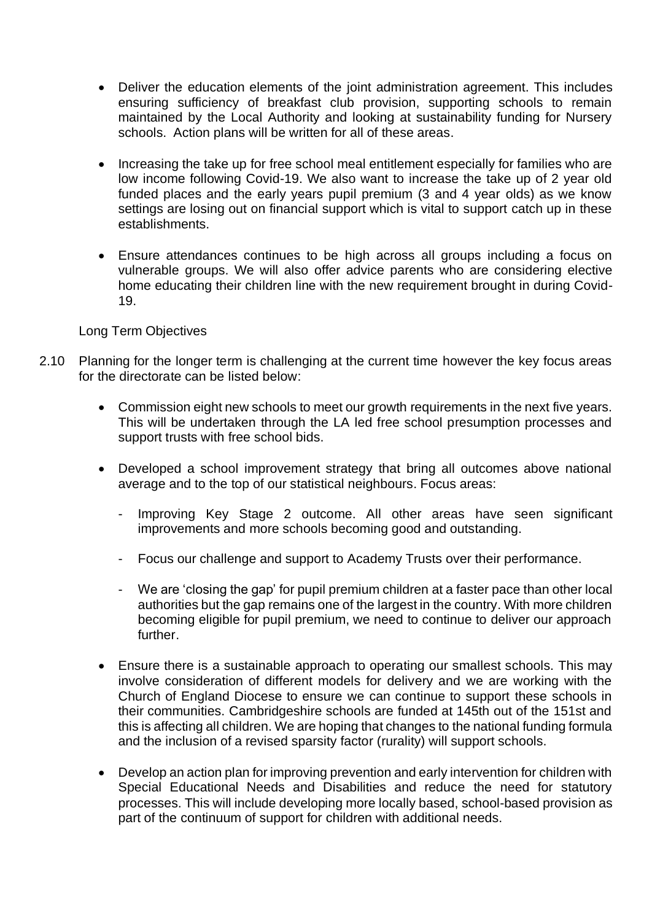- Deliver the education elements of the joint administration agreement. This includes ensuring sufficiency of breakfast club provision, supporting schools to remain maintained by the Local Authority and looking at sustainability funding for Nursery schools. Action plans will be written for all of these areas.

- Increasing the take up for free school meal entitlement especially for families who are low income following Covid-19. We also want to increase the take up of 2 year old funded places and the early years pupil premium (3 and 4 year olds) as we know settings are losing out on financial support which is vital to support catch up in these establishments.

- Ensure attendances continues to be high across all groups including a focus on vulnerable groups. We will also offer advice parents who are considering elective home educating their children line with the new requirement brought in during Covid-19.

Long Term Objectives

2.10 Planning for the longer term is challenging at the current time however the key focus areas for the directorate can be listed below:

- Commission eight new schools to meet our growth requirements in the next five years. This will be undertaken through the LA led free school presumption processes and support trusts with free school bids.

- Developed a school improvement strategy that bring all outcomes above national average and to the top of our statistical neighbours. Focus areas:

  - Improving Key Stage 2 outcome. All other areas have seen significant improvements and more schools becoming good and outstanding.

  - Focus our challenge and support to Academy Trusts over their performance.

  - We are 'closing the gap' for pupil premium children at a faster pace than other local authorities but the gap remains one of the largest in the country. With more children becoming eligible for pupil premium, we need to continue to deliver our approach further.

- Ensure there is a sustainable approach to operating our smallest schools. This may involve consideration of different models for delivery and we are working with the Church of England Diocese to ensure we can continue to support these schools in their communities. Cambridgeshire schools are funded at 145th out of the 151st and this is affecting all children. We are hoping that changes to the national funding formula and the inclusion of a revised sparsity factor (rurality) will support schools.

- Develop an action plan for improving prevention and early intervention for children with Special Educational Needs and Disabilities and reduce the need for statutory processes. This will include developing more locally based, school-based provision as part of the continuum of support for children with additional needs.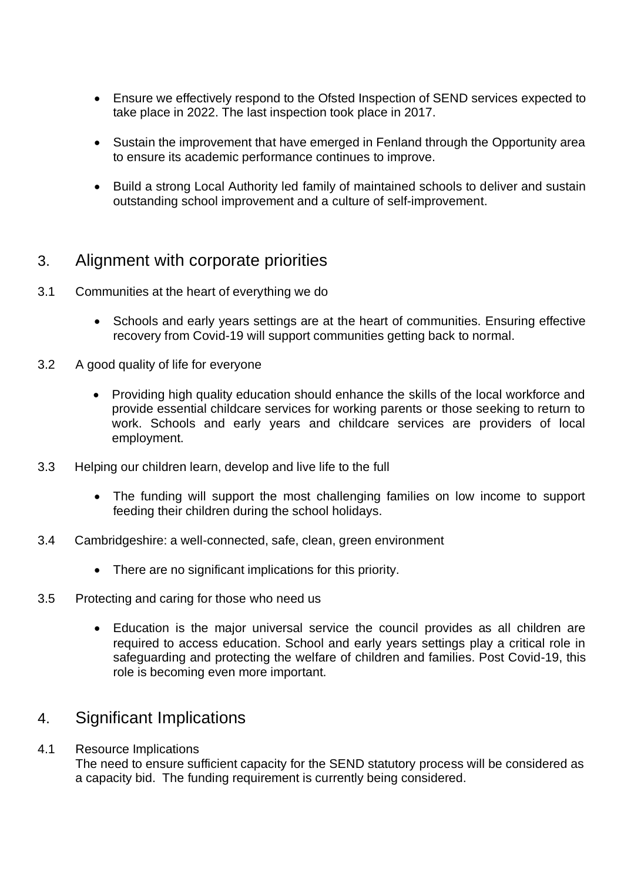- Ensure we effectively respond to the Ofsted Inspection of SEND services expected to take place in 2022. The last inspection took place in 2017.
- Sustain the improvement that have emerged in Fenland through the Opportunity area to ensure its academic performance continues to improve.
- Build a strong Local Authority led family of maintained schools to deliver and sustain outstanding school improvement and a culture of self-improvement.

## 3. Alignment with corporate priorities

3.1 Communities at the heart of everything we do

- Schools and early years settings are at the heart of communities. Ensuring effective recovery from Covid-19 will support communities getting back to normal.

3.2 A good quality of life for everyone

- Providing high quality education should enhance the skills of the local workforce and provide essential childcare services for working parents or those seeking to return to work. Schools and early years and childcare services are providers of local employment.

3.3 Helping our children learn, develop and live life to the full

- The funding will support the most challenging families on low income to support feeding their children during the school holidays.

3.4 Cambridgeshire: a well-connected, safe, clean, green environment

- There are no significant implications for this priority.

3.5 Protecting and caring for those who need us

- Education is the major universal service the council provides as all children are required to access education. School and early years settings play a critical role in safeguarding and protecting the welfare of children and families. Post Covid-19, this role is becoming even more important.

## 4. Significant Implications

4.1 Resource Implications

The need to ensure sufficient capacity for the SEND statutory process will be considered as a capacity bid. The funding requirement is currently being considered.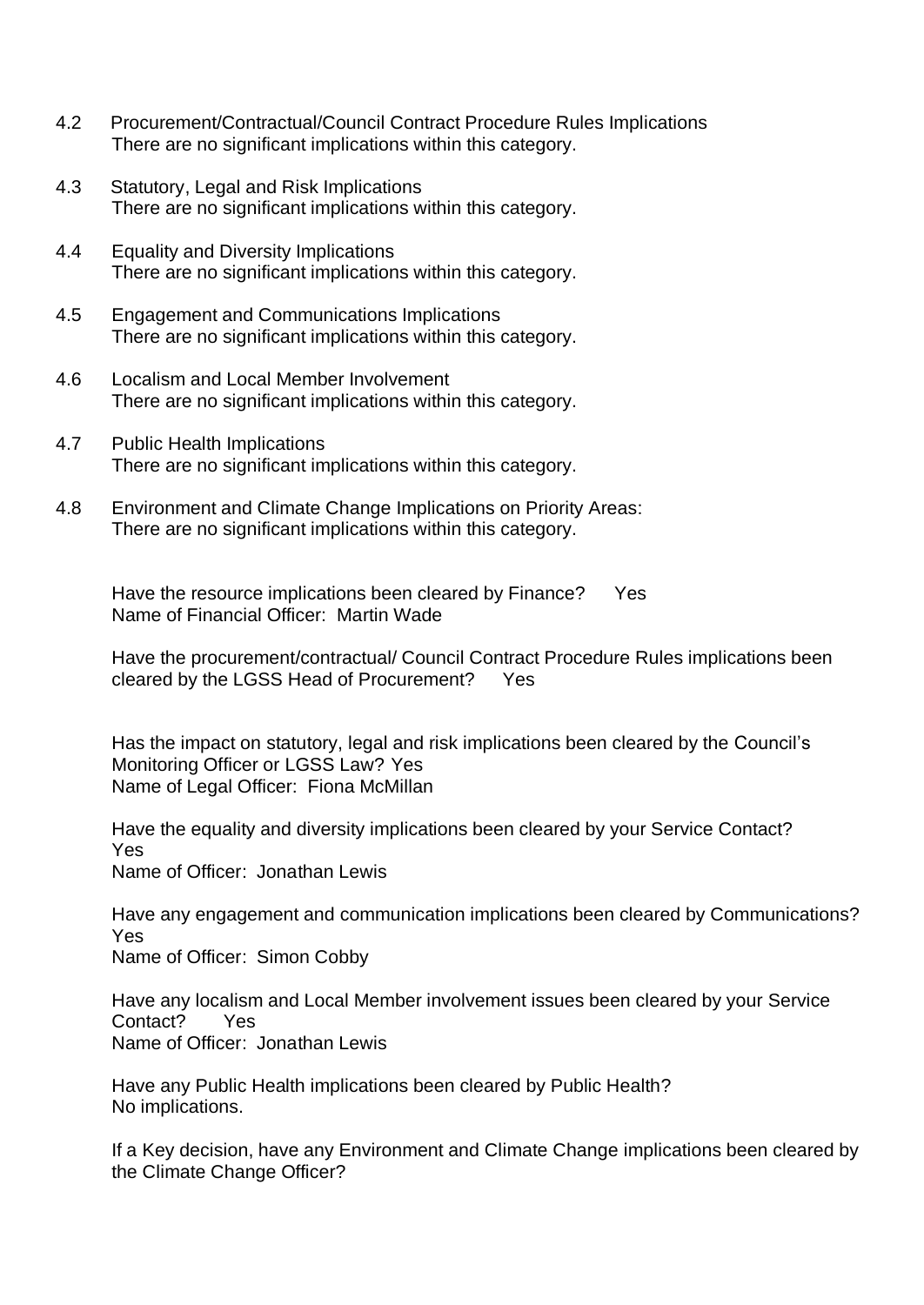4.2 Procurement/Contractual/Council Contract Procedure Rules Implications
There are no significant implications within this category.

4.3 Statutory, Legal and Risk Implications
There are no significant implications within this category.

4.4 Equality and Diversity Implications
There are no significant implications within this category.

4.5 Engagement and Communications Implications
There are no significant implications within this category.

4.6 Localism and Local Member Involvement
There are no significant implications within this category.

4.7 Public Health Implications
There are no significant implications within this category.

4.8 Environment and Climate Change Implications on Priority Areas:
There are no significant implications within this category.

Have the resource implications been cleared by Finance? Yes
Name of Financial Officer: Martin Wade

Have the procurement/contractual/ Council Contract Procedure Rules implications been cleared by the LGSS Head of Procurement? Yes

Has the impact on statutory, legal and risk implications been cleared by the Council's Monitoring Officer or LGSS Law? Yes
Name of Legal Officer: Fiona McMillan

Have the equality and diversity implications been cleared by your Service Contact? Yes
Name of Officer: Jonathan Lewis

Have any engagement and communication implications been cleared by Communications? Yes
Name of Officer: Simon Cobby

Have any localism and Local Member involvement issues been cleared by your Service Contact? Yes
Name of Officer: Jonathan Lewis

Have any Public Health implications been cleared by Public Health?
No implications.

If a Key decision, have any Environment and Climate Change implications been cleared by the Climate Change Officer?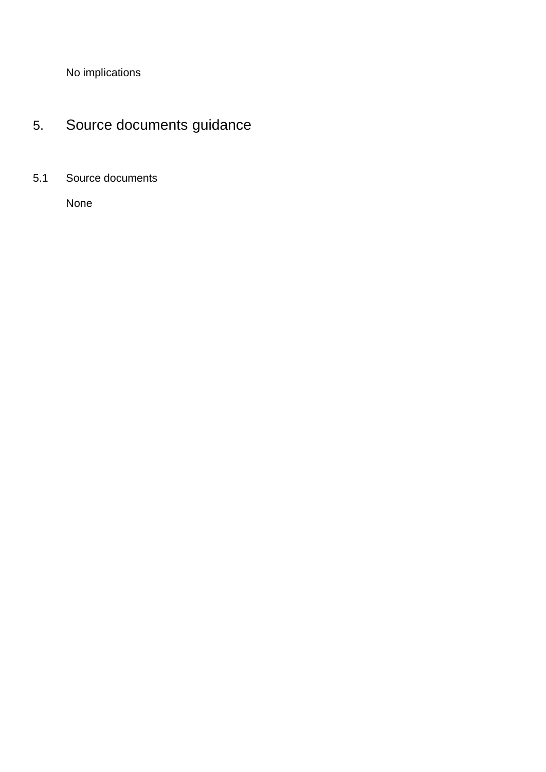No implications

## 5. Source documents guidance

### 5.1 Source documents

None